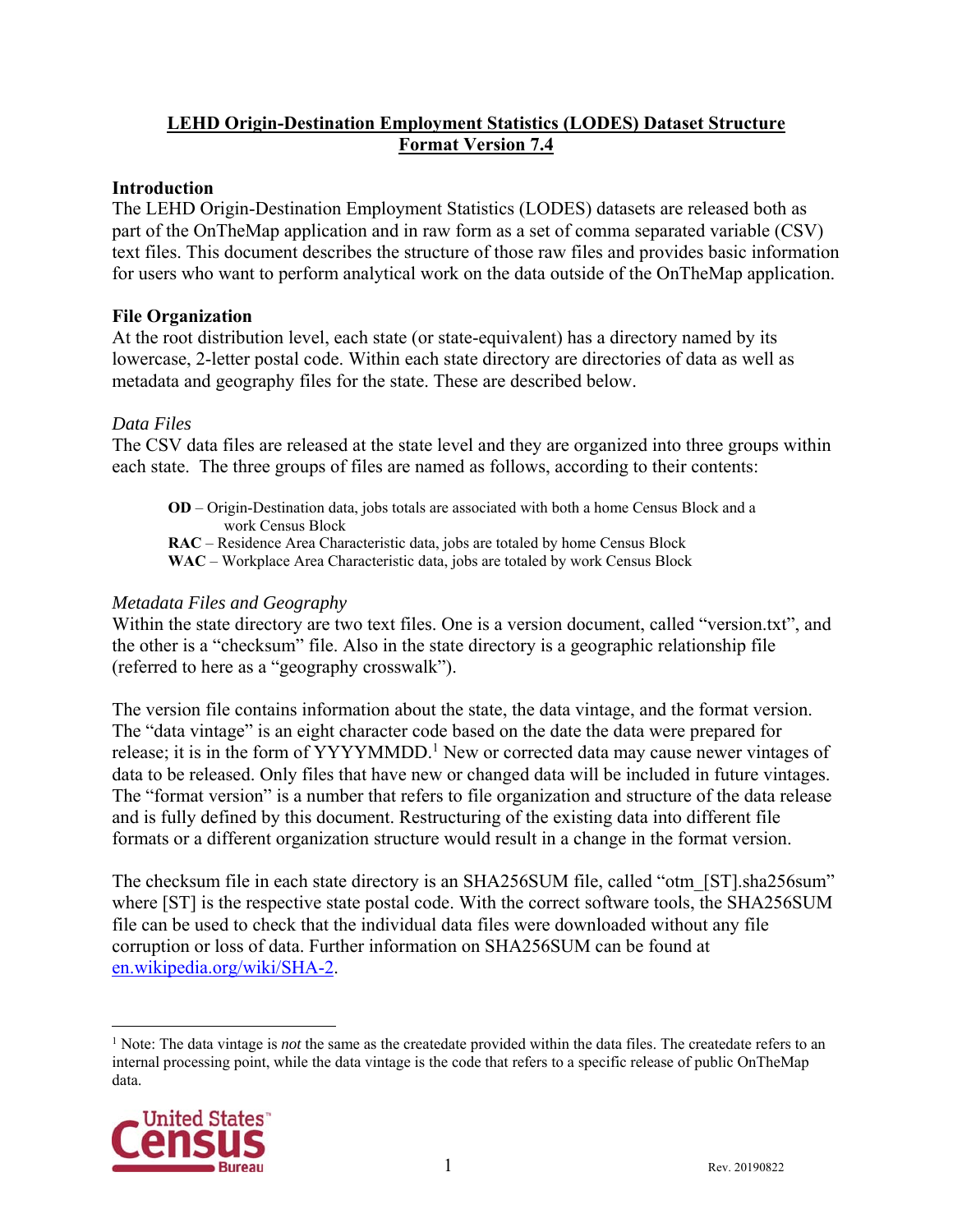# LEHD Origin-Destination Employment Statistics (LODES) Dataset Structure Format Version 7.4

## Introduction

The LEHD Origin-Destination Employment Statistics (LODES) datasets are released both as part of the OnTheMap application and in raw form as a set of comma separated variable (CSV) text files. This document describes the structure of those raw files and provides basic information for users who want to perform analytical work on the data outside of the OnTheMap application.

## File Organization

At the root distribution level, each state (or state-equivalent) has a directory named by its lowercase, 2-letter postal code. Within each state directory are directories of data as well as metadata and geography files for the state. These are described below.

### *Data Files*

The CSV data files are released at the state level and they are organized into three groups within each state. The three groups of files are named as follows, according to their contents:

- **OD** – Origin-Destination data, jobs totals are associated with both a home Census Block and a work Census Block
- **RAC** – Residence Area Characteristic data, jobs are totaled by home Census Block
- **WAC** – Workplace Area Characteristic data, jobs are totaled by work Census Block

### *Metadata Files and Geography*

Within the state directory are two text files. One is a version document, called "version.txt", and the other is a "checksum" file. Also in the state directory is a geographic relationship file (referred to here as a "geography crosswalk").

The version file contains information about the state, the data vintage, and the format version. The "data vintage" is an eight character code based on the date the data were prepared for release; it is in the form of YYYYMMDD.[1] New or corrected data may cause newer vintages of data to be released. Only files that have new or changed data will be included in future vintages. The "format version" is a number that refers to file organization and structure of the data release and is fully defined by this document. Restructuring of the existing data into different file formats or a different organization structure would result in a change in the format version.

The checksum file in each state directory is an SHA256SUM file, called "otm_[ST].sha256sum" where [ST] is the respective state postal code. With the correct software tools, the SHA256SUM file can be used to check that the individual data files were downloaded without any file corruption or loss of data. Further information on SHA256SUM can be found at en.wikipedia.org/wiki/SHA-2.

---

[1] Note: The data vintage is *not* the same as the createdate provided within the data files. The createdate refers to an internal processing point, while the data vintage is the code that refers to a specific release of public OnTheMap data.

Rev. 20190822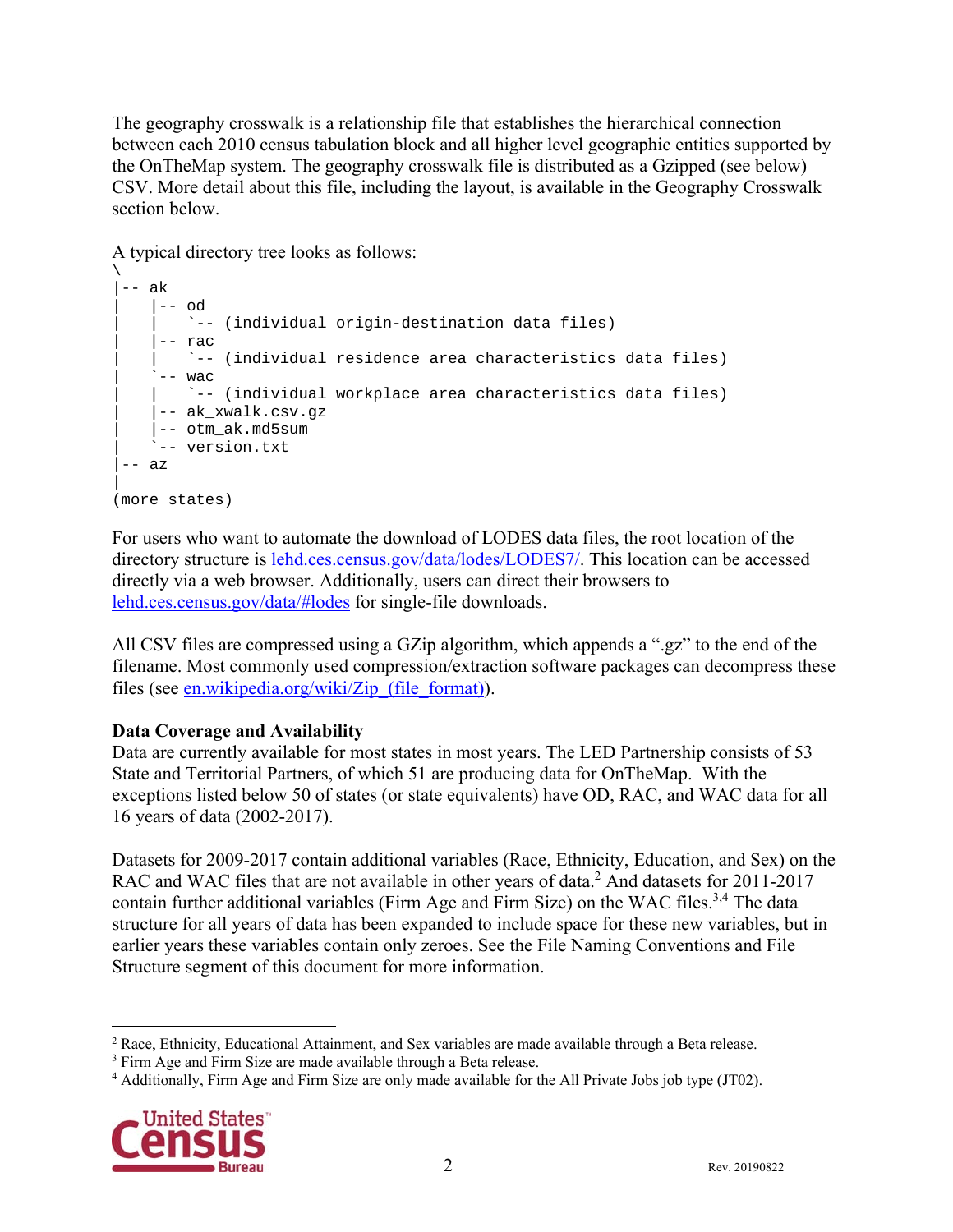The geography crosswalk is a relationship file that establishes the hierarchical connection between each 2010 census tabulation block and all higher level geographic entities supported by the OnTheMap system. The geography crosswalk file is distributed as a Gzipped (see below) CSV. More detail about this file, including the layout, is available in the Geography Crosswalk section below.

A typical directory tree looks as follows:

```
\
|-- ak
|    |-- od
|    |    `-- (individual origin-destination data files)
|    |-- rac
|    |    `-- (individual residence area characteristics data files)
|    `-- wac
|    |    `-- (individual workplace area characteristics data files)
|    |-- ak_xwalk.csv.gz
|    |-- otm_ak.md5sum
|    `-- version.txt
|-- az
|
(more states)
```

For users who want to automate the download of LODES data files, the root location of the directory structure is [lehd.ces.census.gov/data/lodes/LODES7/](lehd.ces.census.gov/data/lodes/LODES7/). This location can be accessed directly via a web browser. Additionally, users can direct their browsers to [lehd.ces.census.gov/data/#lodes](lehd.ces.census.gov/data/#lodes) for single-file downloads.

All CSV files are compressed using a GZip algorithm, which appends a ".gz" to the end of the filename. Most commonly used compression/extraction software packages can decompress these files (see [en.wikipedia.org/wiki/Zip_(file_format)](en.wikipedia.org/wiki/Zip_(file_format))).

**Data Coverage and Availability**

Data are currently available for most states in most years. The LED Partnership consists of 53 State and Territorial Partners, of which 51 are producing data for OnTheMap. With the exceptions listed below 50 of states (or state equivalents) have OD, RAC, and WAC data for all 16 years of data (2002-2017).

Datasets for 2009-2017 contain additional variables (Race, Ethnicity, Education, and Sex) on the RAC and WAC files that are not available in other years of data.[2] And datasets for 2011-2017 contain further additional variables (Firm Age and Firm Size) on the WAC files.[3,4] The data structure for all years of data has been expanded to include space for these new variables, but in earlier years these variables contain only zeroes. See the File Naming Conventions and File Structure segment of this document for more information.

---

[2] Race, Ethnicity, Educational Attainment, and Sex variables are made available through a Beta release.

[3] Firm Age and Firm Size are made available through a Beta release.

[4] Additionally, Firm Age and Firm Size are only made available for the All Private Jobs job type (JT02).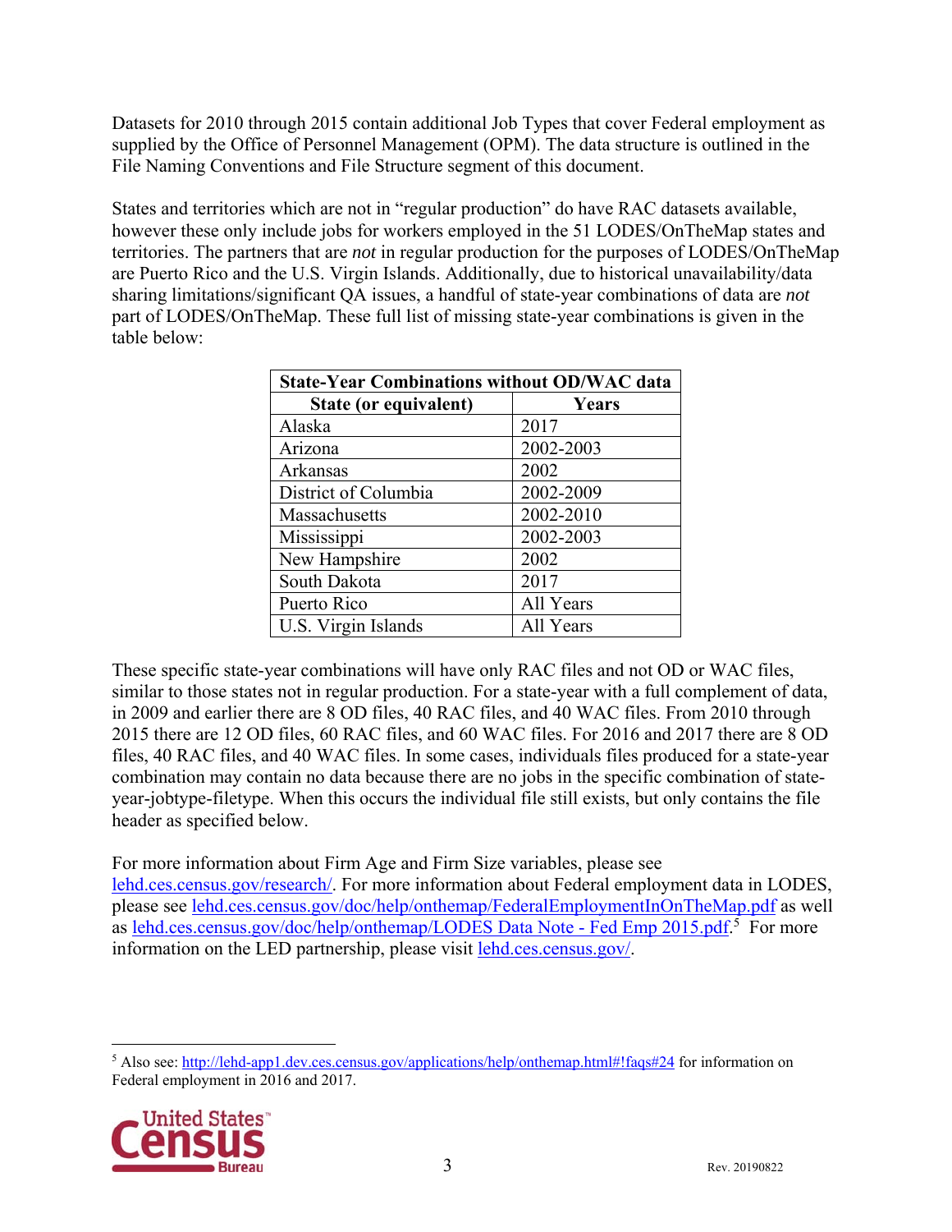Datasets for 2010 through 2015 contain additional Job Types that cover Federal employment as supplied by the Office of Personnel Management (OPM). The data structure is outlined in the File Naming Conventions and File Structure segment of this document.

States and territories which are not in "regular production" do have RAC datasets available, however these only include jobs for workers employed in the 51 LODES/OnTheMap states and territories. The partners that are *not* in regular production for the purposes of LODES/OnTheMap are Puerto Rico and the U.S. Virgin Islands. Additionally, due to historical unavailability/data sharing limitations/significant QA issues, a handful of state-year combinations of data are *not* part of LODES/OnTheMap. These full list of missing state-year combinations is given in the table below:

| **State-Year Combinations without OD/WAC data** | |
|---|---|
| **State (or equivalent)** | **Years** |
| Alaska | 2017 |
| Arizona | 2002-2003 |
| Arkansas | 2002 |
| District of Columbia | 2002-2009 |
| Massachusetts | 2002-2010 |
| Mississippi | 2002-2003 |
| New Hampshire | 2002 |
| South Dakota | 2017 |
| Puerto Rico | All Years |
| U.S. Virgin Islands | All Years |

These specific state-year combinations will have only RAC files and not OD or WAC files, similar to those states not in regular production. For a state-year with a full complement of data, in 2009 and earlier there are 8 OD files, 40 RAC files, and 40 WAC files. From 2010 through 2015 there are 12 OD files, 60 RAC files, and 60 WAC files. For 2016 and 2017 there are 8 OD files, 40 RAC files, and 40 WAC files. In some cases, individuals files produced for a state-year combination may contain no data because there are no jobs in the specific combination of state-year-jobtype-filetype. When this occurs the individual file still exists, but only contains the file header as specified below.

For more information about Firm Age and Firm Size variables, please see lehd.ces.census.gov/research/. For more information about Federal employment data in LODES, please see lehd.ces.census.gov/doc/help/onthemap/FederalEmploymentInOnTheMap.pdf as well as lehd.ces.census.gov/doc/help/onthemap/LODES Data Note - Fed Emp 2015.pdf.[5] For more information on the LED partnership, please visit lehd.ces.census.gov/.

[5] Also see: http://lehd-app1.dev.ces.census.gov/applications/help/onthemap.html#!faqs#24 for information on Federal employment in 2016 and 2017.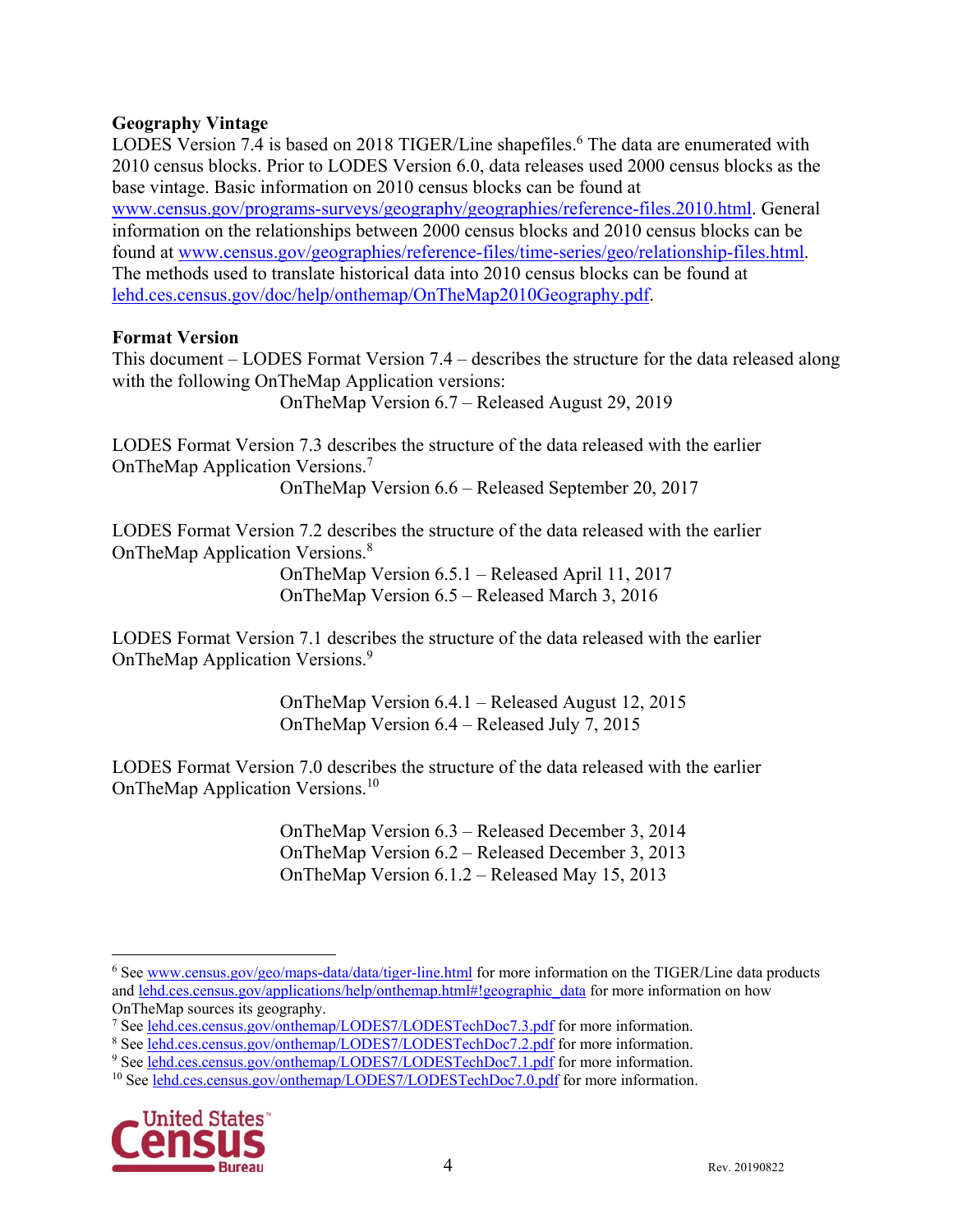**Geography Vintage**

LODES Version 7.4 is based on 2018 TIGER/Line shapefiles.[6] The data are enumerated with 2010 census blocks. Prior to LODES Version 6.0, data releases used 2000 census blocks as the base vintage. Basic information on 2010 census blocks can be found at www.census.gov/programs-surveys/geography/geographies/reference-files.2010.html. General information on the relationships between 2000 census blocks and 2010 census blocks can be found at www.census.gov/geographies/reference-files/time-series/geo/relationship-files.html. The methods used to translate historical data into 2010 census blocks can be found at lehd.ces.census.gov/doc/help/onthemap/OnTheMap2010Geography.pdf.

**Format Version**

This document – LODES Format Version 7.4 – describes the structure for the data released along with the following OnTheMap Application versions:

OnTheMap Version 6.7 – Released August 29, 2019

LODES Format Version 7.3 describes the structure of the data released with the earlier OnTheMap Application Versions.[7]

OnTheMap Version 6.6 – Released September 20, 2017

LODES Format Version 7.2 describes the structure of the data released with the earlier OnTheMap Application Versions.[8]

OnTheMap Version 6.5.1 – Released April 11, 2017
OnTheMap Version 6.5 – Released March 3, 2016

LODES Format Version 7.1 describes the structure of the data released with the earlier OnTheMap Application Versions.[9]

OnTheMap Version 6.4.1 – Released August 12, 2015
OnTheMap Version 6.4 – Released July 7, 2015

LODES Format Version 7.0 describes the structure of the data released with the earlier OnTheMap Application Versions.[10]

OnTheMap Version 6.3 – Released December 3, 2014
OnTheMap Version 6.2 – Released December 3, 2013
OnTheMap Version 6.1.2 – Released May 15, 2013

---

[6] See www.census.gov/geo/maps-data/data/tiger-line.html for more information on the TIGER/Line data products and lehd.ces.census.gov/applications/help/onthemap.html#!geographic_data for more information on how OnTheMap sources its geography.

[7] See lehd.ces.census.gov/onthemap/LODES7/LODESTechDoc7.3.pdf for more information.

[8] See lehd.ces.census.gov/onthemap/LODES7/LODESTechDoc7.2.pdf for more information.

[9] See lehd.ces.census.gov/onthemap/LODES7/LODESTechDoc7.1.pdf for more information.

[10] See lehd.ces.census.gov/onthemap/LODES7/LODESTechDoc7.0.pdf for more information.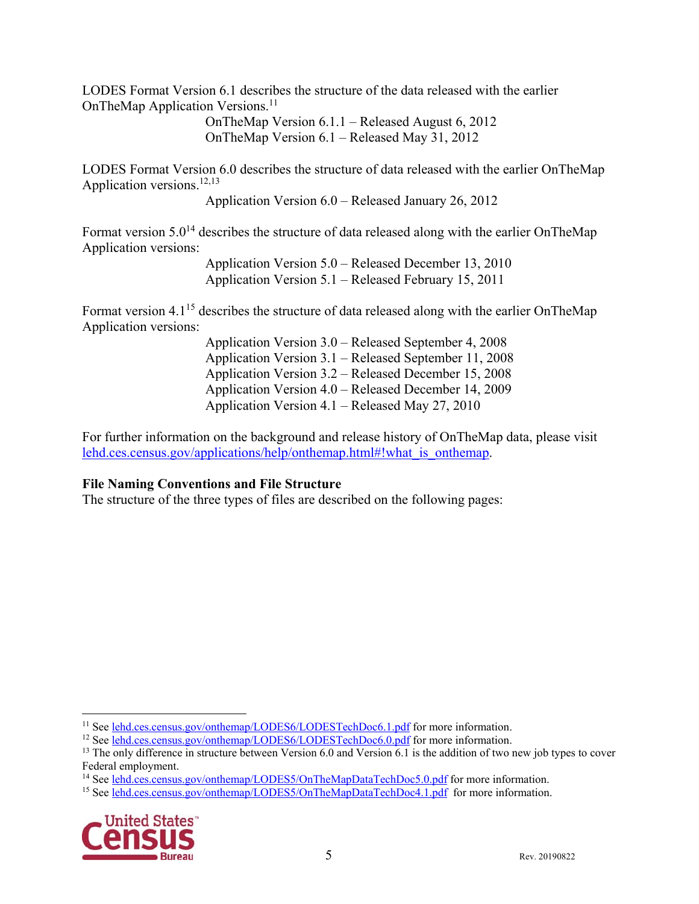LODES Format Version 6.1 describes the structure of the data released with the earlier OnTheMap Application Versions.[11]

OnTheMap Version 6.1.1 – Released August 6, 2012
OnTheMap Version 6.1 – Released May 31, 2012

LODES Format Version 6.0 describes the structure of data released with the earlier OnTheMap Application versions.[12,13]

Application Version 6.0 – Released January 26, 2012

Format version 5.0[14] describes the structure of data released along with the earlier OnTheMap Application versions:

Application Version 5.0 – Released December 13, 2010
Application Version 5.1 – Released February 15, 2011

Format version 4.1[15] describes the structure of data released along with the earlier OnTheMap Application versions:

Application Version 3.0 – Released September 4, 2008
Application Version 3.1 – Released September 11, 2008
Application Version 3.2 – Released December 15, 2008
Application Version 4.0 – Released December 14, 2009
Application Version 4.1 – Released May 27, 2010

For further information on the background and release history of OnTheMap data, please visit lehd.ces.census.gov/applications/help/onthemap.html#!what_is_onthemap.

**File Naming Conventions and File Structure**

The structure of the three types of files are described on the following pages:

---

[11] See lehd.ces.census.gov/onthemap/LODES6/LODESTechDoc6.1.pdf for more information.

[12] See lehd.ces.census.gov/onthemap/LODES6/LODESTechDoc6.0.pdf for more information.

[13] The only difference in structure between Version 6.0 and Version 6.1 is the addition of two new job types to cover Federal employment.

[14] See lehd.ces.census.gov/onthemap/LODES5/OnTheMapDataTechDoc5.0.pdf for more information.

[15] See lehd.ces.census.gov/onthemap/LODES5/OnTheMapDataTechDoc4.1.pdf for more information.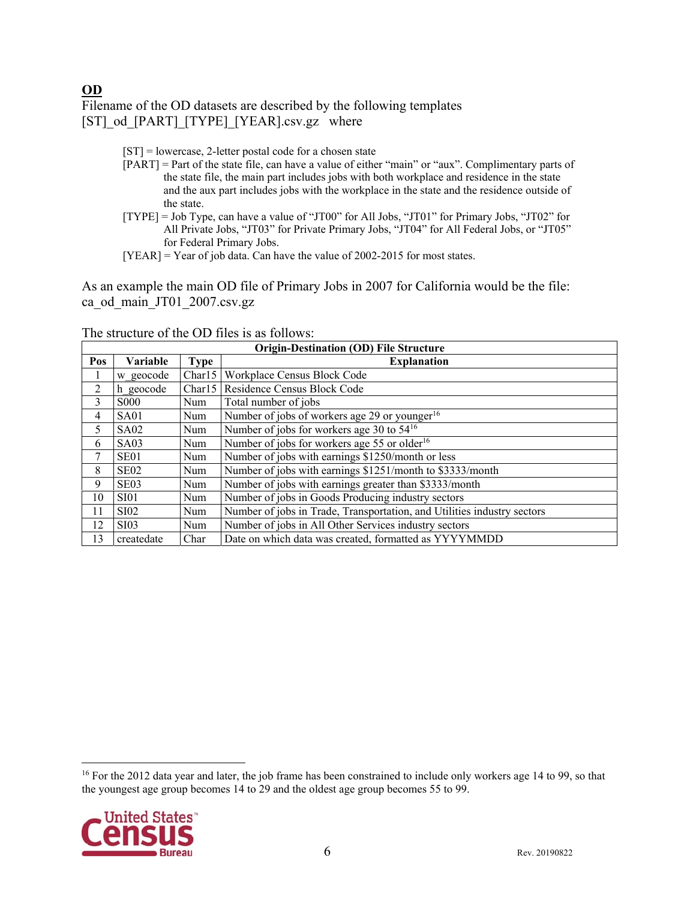## **OD**

Filename of the OD datasets are described by the following templates
[ST]_od_[PART]_[TYPE]_[YEAR].csv.gz where

> [ST] = lowercase, 2-letter postal code for a chosen state
>
> [PART] = Part of the state file, can have a value of either "main" or "aux". Complimentary parts of the state file, the main part includes jobs with both workplace and residence in the state and the aux part includes jobs with the workplace in the state and the residence outside of the state.
>
> [TYPE] = Job Type, can have a value of "JT00" for All Jobs, "JT01" for Primary Jobs, "JT02" for All Private Jobs, "JT03" for Private Primary Jobs, "JT04" for All Federal Jobs, or "JT05" for Federal Primary Jobs.
>
> [YEAR] = Year of job data. Can have the value of 2002-2015 for most states.

As an example the main OD file of Primary Jobs in 2007 for California would be the file: ca_od_main_JT01_2007.csv.gz

The structure of the OD files is as follows:

| Origin-Destination (OD) File Structure | | | |
|---|---|---|---|
| **Pos** | **Variable** | **Type** | **Explanation** |
| 1 | w_geocode | Char15 | Workplace Census Block Code |
| 2 | h_geocode | Char15 | Residence Census Block Code |
| 3 | S000 | Num | Total number of jobs |
| 4 | SA01 | Num | Number of jobs of workers age 29 or younger[16] |
| 5 | SA02 | Num | Number of jobs for workers age 30 to 54[16] |
| 6 | SA03 | Num | Number of jobs for workers age 55 or older[16] |
| 7 | SE01 | Num | Number of jobs with earnings $1250/month or less |
| 8 | SE02 | Num | Number of jobs with earnings $1251/month to $3333/month |
| 9 | SE03 | Num | Number of jobs with earnings greater than $3333/month |
| 10 | SI01 | Num | Number of jobs in Goods Producing industry sectors |
| 11 | SI02 | Num | Number of jobs in Trade, Transportation, and Utilities industry sectors |
| 12 | SI03 | Num | Number of jobs in All Other Services industry sectors |
| 13 | createdate | Char | Date on which data was created, formatted as YYYYMMDD |

[16] For the 2012 data year and later, the job frame has been constrained to include only workers age 14 to 99, so that the youngest age group becomes 14 to 29 and the oldest age group becomes 55 to 99.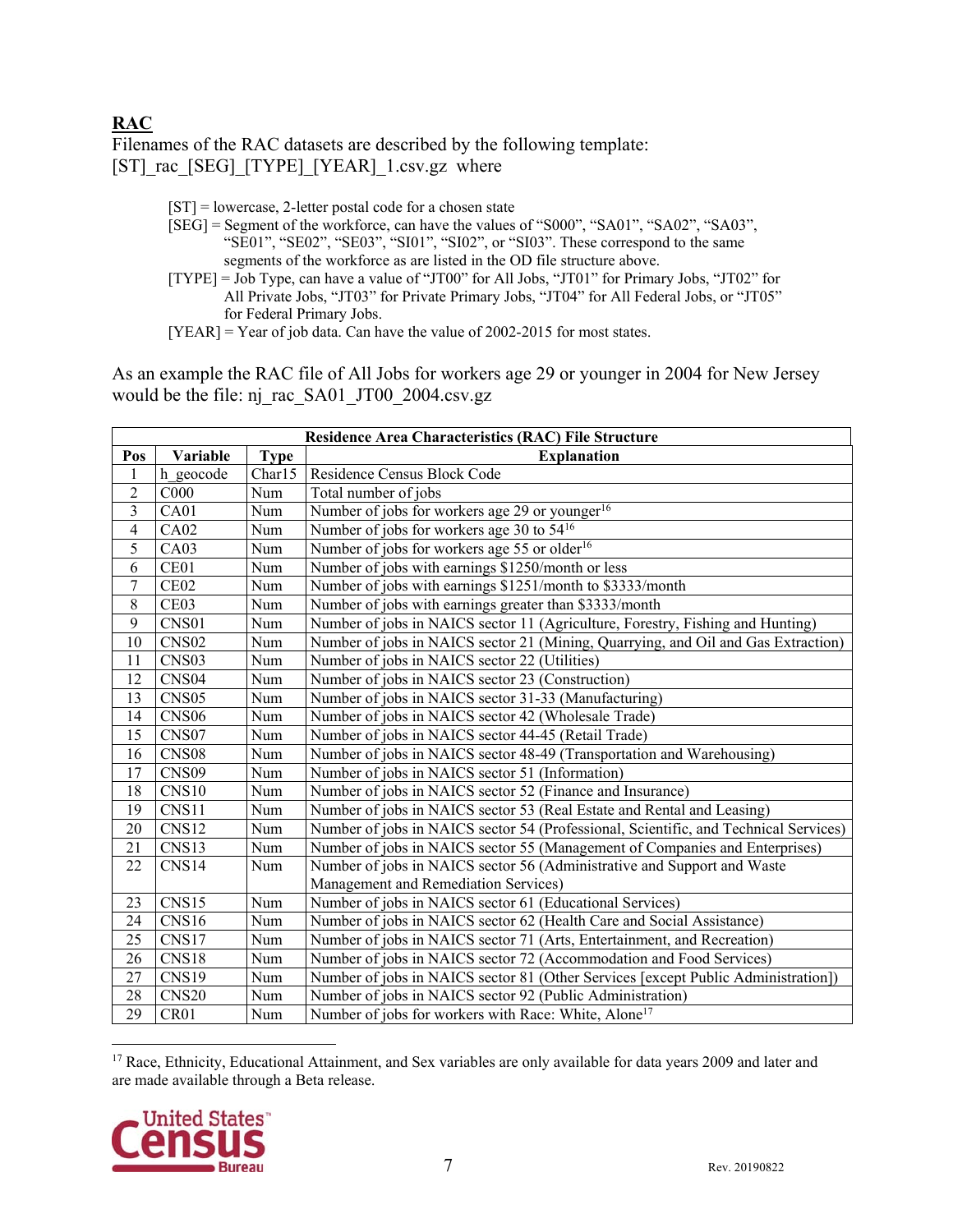**RAC**

Filenames of the RAC datasets are described by the following template:
[ST]_rac_[SEG]_[TYPE]_[YEAR]_1.csv.gz where

> [ST] = lowercase, 2-letter postal code for a chosen state
> [SEG] = Segment of the workforce, can have the values of "S000", "SA01", "SA02", "SA03", "SE01", "SE02", "SE03", "SI01", "SI02", or "SI03". These correspond to the same segments of the workforce as are listed in the OD file structure above.
> [TYPE] = Job Type, can have a value of "JT00" for All Jobs, "JT01" for Primary Jobs, "JT02" for All Private Jobs, "JT03" for Private Primary Jobs, "JT04" for All Federal Jobs, or "JT05" for Federal Primary Jobs.
> [YEAR] = Year of job data. Can have the value of 2002-2015 for most states.

As an example the RAC file of All Jobs for workers age 29 or younger in 2004 for New Jersey would be the file: nj_rac_SA01_JT00_2004.csv.gz

| Residence Area Characteristics (RAC) File Structure | | | |
|---|---|---|---|
| **Pos** | **Variable** | **Type** | **Explanation** |
| 1 | h_geocode | Char15 | Residence Census Block Code |
| 2 | C000 | Num | Total number of jobs |
| 3 | CA01 | Num | Number of jobs for workers age 29 or younger[16] |
| 4 | CA02 | Num | Number of jobs for workers age 30 to 54[16] |
| 5 | CA03 | Num | Number of jobs for workers age 55 or older[16] |
| 6 | CE01 | Num | Number of jobs with earnings $1250/month or less |
| 7 | CE02 | Num | Number of jobs with earnings $1251/month to $3333/month |
| 8 | CE03 | Num | Number of jobs with earnings greater than $3333/month |
| 9 | CNS01 | Num | Number of jobs in NAICS sector 11 (Agriculture, Forestry, Fishing and Hunting) |
| 10 | CNS02 | Num | Number of jobs in NAICS sector 21 (Mining, Quarrying, and Oil and Gas Extraction) |
| 11 | CNS03 | Num | Number of jobs in NAICS sector 22 (Utilities) |
| 12 | CNS04 | Num | Number of jobs in NAICS sector 23 (Construction) |
| 13 | CNS05 | Num | Number of jobs in NAICS sector 31-33 (Manufacturing) |
| 14 | CNS06 | Num | Number of jobs in NAICS sector 42 (Wholesale Trade) |
| 15 | CNS07 | Num | Number of jobs in NAICS sector 44-45 (Retail Trade) |
| 16 | CNS08 | Num | Number of jobs in NAICS sector 48-49 (Transportation and Warehousing) |
| 17 | CNS09 | Num | Number of jobs in NAICS sector 51 (Information) |
| 18 | CNS10 | Num | Number of jobs in NAICS sector 52 (Finance and Insurance) |
| 19 | CNS11 | Num | Number of jobs in NAICS sector 53 (Real Estate and Rental and Leasing) |
| 20 | CNS12 | Num | Number of jobs in NAICS sector 54 (Professional, Scientific, and Technical Services) |
| 21 | CNS13 | Num | Number of jobs in NAICS sector 55 (Management of Companies and Enterprises) |
| 22 | CNS14 | Num | Number of jobs in NAICS sector 56 (Administrative and Support and Waste Management and Remediation Services) |
| 23 | CNS15 | Num | Number of jobs in NAICS sector 61 (Educational Services) |
| 24 | CNS16 | Num | Number of jobs in NAICS sector 62 (Health Care and Social Assistance) |
| 25 | CNS17 | Num | Number of jobs in NAICS sector 71 (Arts, Entertainment, and Recreation) |
| 26 | CNS18 | Num | Number of jobs in NAICS sector 72 (Accommodation and Food Services) |
| 27 | CNS19 | Num | Number of jobs in NAICS sector 81 (Other Services [except Public Administration]) |
| 28 | CNS20 | Num | Number of jobs in NAICS sector 92 (Public Administration) |
| 29 | CR01 | Num | Number of jobs for workers with Race: White, Alone[17] |

[17] Race, Ethnicity, Educational Attainment, and Sex variables are only available for data years 2009 and later and are made available through a Beta release.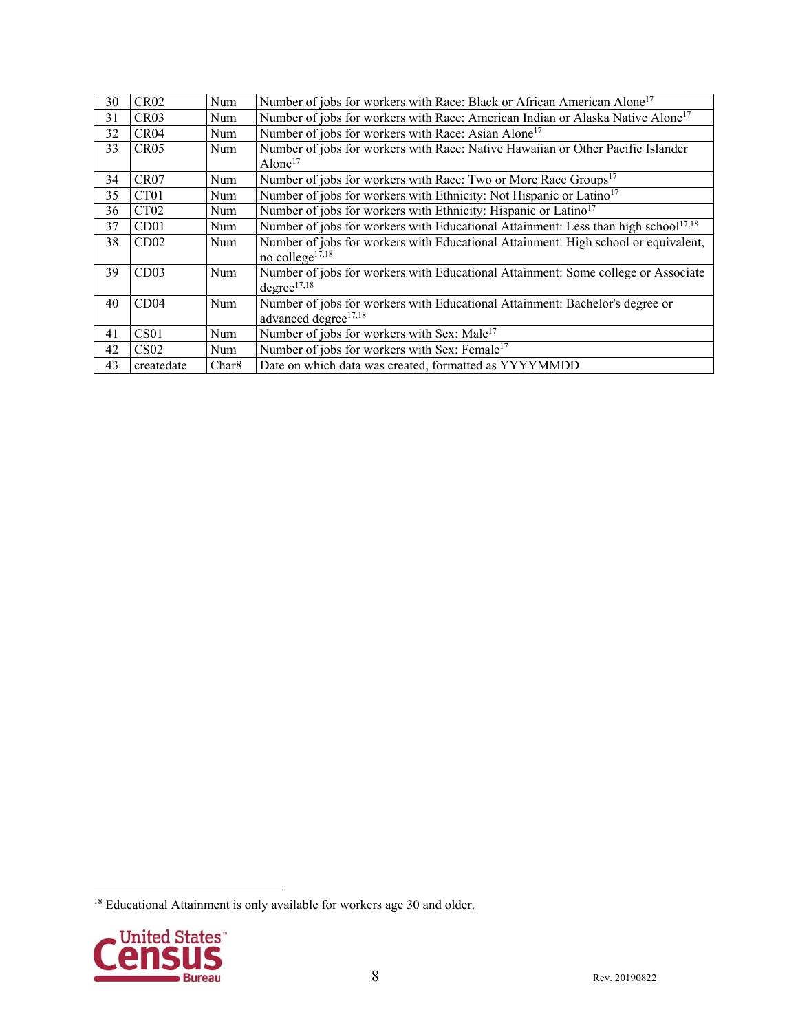| 30 | CR02 | Num | Number of jobs for workers with Race: Black or African American Alone[17] |
|---|---|---|---|
| 31 | CR03 | Num | Number of jobs for workers with Race: American Indian or Alaska Native Alone[17] |
| 32 | CR04 | Num | Number of jobs for workers with Race: Asian Alone[17] |
| 33 | CR05 | Num | Number of jobs for workers with Race: Native Hawaiian or Other Pacific Islander Alone[17] |
| 34 | CR07 | Num | Number of jobs for workers with Race: Two or More Race Groups[17] |
| 35 | CT01 | Num | Number of jobs for workers with Ethnicity: Not Hispanic or Latino[17] |
| 36 | CT02 | Num | Number of jobs for workers with Ethnicity: Hispanic or Latino[17] |
| 37 | CD01 | Num | Number of jobs for workers with Educational Attainment: Less than high school[17,18] |
| 38 | CD02 | Num | Number of jobs for workers with Educational Attainment: High school or equivalent, no college[17,18] |
| 39 | CD03 | Num | Number of jobs for workers with Educational Attainment: Some college or Associate degree[17,18] |
| 40 | CD04 | Num | Number of jobs for workers with Educational Attainment: Bachelor's degree or advanced degree[17,18] |
| 41 | CS01 | Num | Number of jobs for workers with Sex: Male[17] |
| 42 | CS02 | Num | Number of jobs for workers with Sex: Female[17] |
| 43 | createdate | Char8 | Date on which data was created, formatted as YYYYMMDD |

[18] Educational Attainment is only available for workers age 30 and older.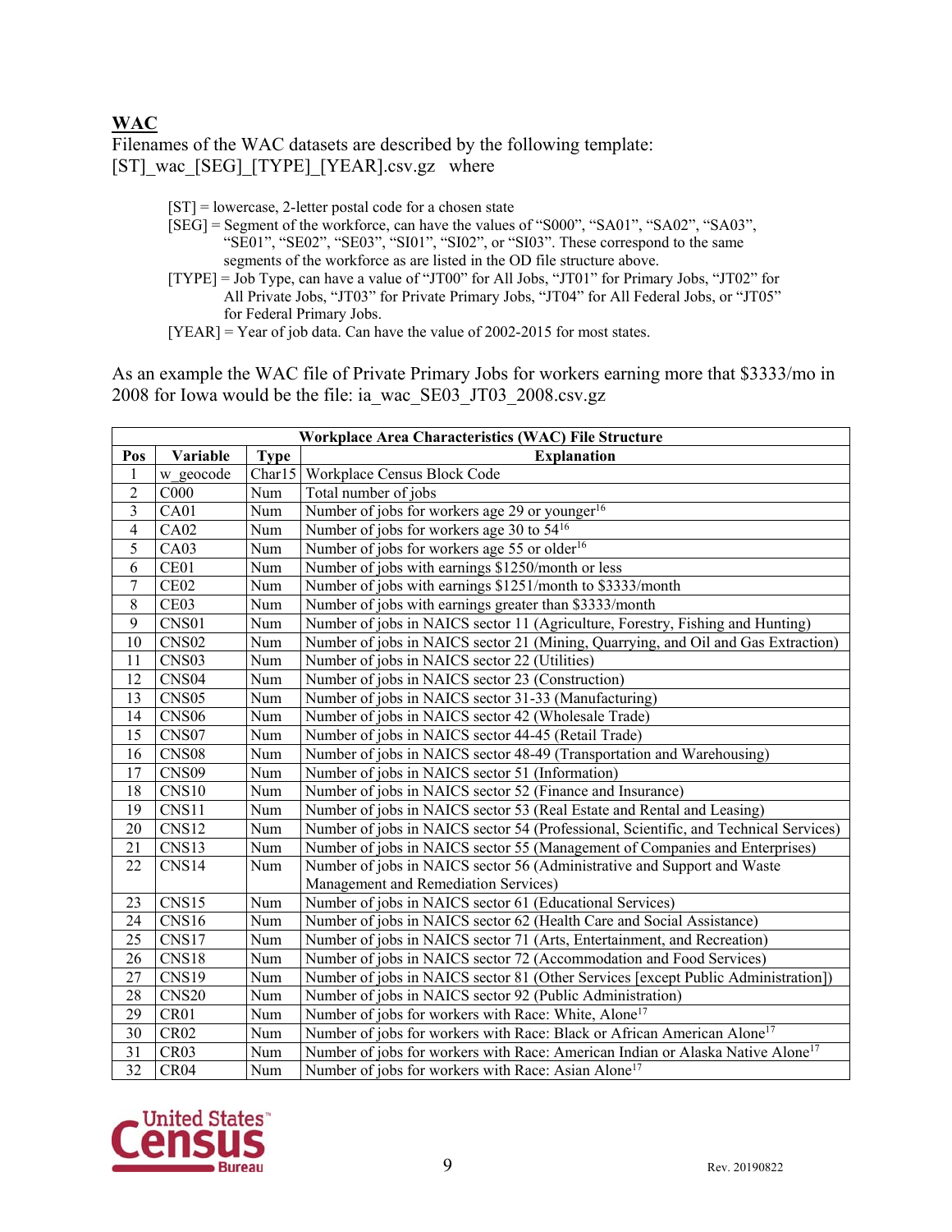## WAC

Filenames of the WAC datasets are described by the following template:
[ST]_wac_[SEG]_[TYPE]_[YEAR].csv.gz where

- [ST] = lowercase, 2-letter postal code for a chosen state
- [SEG] = Segment of the workforce, can have the values of "S000", "SA01", "SA02", "SA03", "SE01", "SE02", "SE03", "SI01", "SI02", or "SI03". These correspond to the same segments of the workforce as are listed in the OD file structure above.
- [TYPE] = Job Type, can have a value of "JT00" for All Jobs, "JT01" for Primary Jobs, "JT02" for All Private Jobs, "JT03" for Private Primary Jobs, "JT04" for All Federal Jobs, or "JT05" for Federal Primary Jobs.
- [YEAR] = Year of job data. Can have the value of 2002-2015 for most states.

As an example the WAC file of Private Primary Jobs for workers earning more that $3333/mo in 2008 for Iowa would be the file: ia_wac_SE03_JT03_2008.csv.gz

| Workplace Area Characteristics (WAC) File Structure | | | |
|---|---|---|---|
| **Pos** | **Variable** | **Type** | **Explanation** |
| 1 | w_geocode | Char15 | Workplace Census Block Code |
| 2 | C000 | Num | Total number of jobs |
| 3 | CA01 | Num | Number of jobs for workers age 29 or younger[16] |
| 4 | CA02 | Num | Number of jobs for workers age 30 to 54[16] |
| 5 | CA03 | Num | Number of jobs for workers age 55 or older[16] |
| 6 | CE01 | Num | Number of jobs with earnings $1250/month or less |
| 7 | CE02 | Num | Number of jobs with earnings $1251/month to $3333/month |
| 8 | CE03 | Num | Number of jobs with earnings greater than $3333/month |
| 9 | CNS01 | Num | Number of jobs in NAICS sector 11 (Agriculture, Forestry, Fishing and Hunting) |
| 10 | CNS02 | Num | Number of jobs in NAICS sector 21 (Mining, Quarrying, and Oil and Gas Extraction) |
| 11 | CNS03 | Num | Number of jobs in NAICS sector 22 (Utilities) |
| 12 | CNS04 | Num | Number of jobs in NAICS sector 23 (Construction) |
| 13 | CNS05 | Num | Number of jobs in NAICS sector 31-33 (Manufacturing) |
| 14 | CNS06 | Num | Number of jobs in NAICS sector 42 (Wholesale Trade) |
| 15 | CNS07 | Num | Number of jobs in NAICS sector 44-45 (Retail Trade) |
| 16 | CNS08 | Num | Number of jobs in NAICS sector 48-49 (Transportation and Warehousing) |
| 17 | CNS09 | Num | Number of jobs in NAICS sector 51 (Information) |
| 18 | CNS10 | Num | Number of jobs in NAICS sector 52 (Finance and Insurance) |
| 19 | CNS11 | Num | Number of jobs in NAICS sector 53 (Real Estate and Rental and Leasing) |
| 20 | CNS12 | Num | Number of jobs in NAICS sector 54 (Professional, Scientific, and Technical Services) |
| 21 | CNS13 | Num | Number of jobs in NAICS sector 55 (Management of Companies and Enterprises) |
| 22 | CNS14 | Num | Number of jobs in NAICS sector 56 (Administrative and Support and Waste Management and Remediation Services) |
| 23 | CNS15 | Num | Number of jobs in NAICS sector 61 (Educational Services) |
| 24 | CNS16 | Num | Number of jobs in NAICS sector 62 (Health Care and Social Assistance) |
| 25 | CNS17 | Num | Number of jobs in NAICS sector 71 (Arts, Entertainment, and Recreation) |
| 26 | CNS18 | Num | Number of jobs in NAICS sector 72 (Accommodation and Food Services) |
| 27 | CNS19 | Num | Number of jobs in NAICS sector 81 (Other Services [except Public Administration]) |
| 28 | CNS20 | Num | Number of jobs in NAICS sector 92 (Public Administration) |
| 29 | CR01 | Num | Number of jobs for workers with Race: White, Alone[17] |
| 30 | CR02 | Num | Number of jobs for workers with Race: Black or African American Alone[17] |
| 31 | CR03 | Num | Number of jobs for workers with Race: American Indian or Alaska Native Alone[17] |
| 32 | CR04 | Num | Number of jobs for workers with Race: Asian Alone[17] |

Rev. 20190822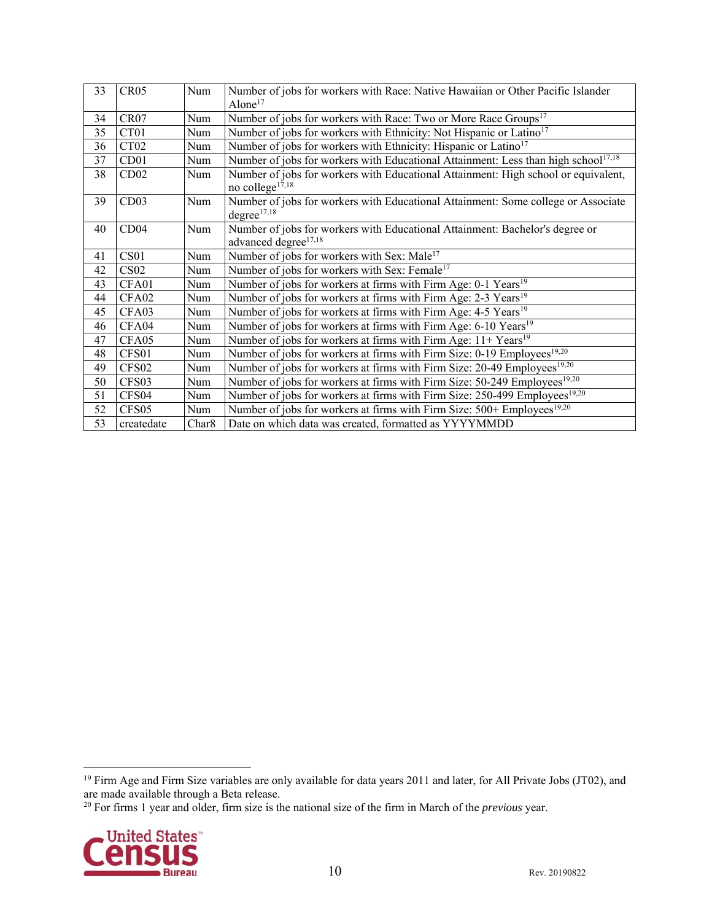| 33 | CR05 | Num | Number of jobs for workers with Race: Native Hawaiian or Other Pacific Islander Alone[17] |
|---|---|---|---|
| 34 | CR07 | Num | Number of jobs for workers with Race: Two or More Race Groups[17] |
| 35 | CT01 | Num | Number of jobs for workers with Ethnicity: Not Hispanic or Latino[17] |
| 36 | CT02 | Num | Number of jobs for workers with Ethnicity: Hispanic or Latino[17] |
| 37 | CD01 | Num | Number of jobs for workers with Educational Attainment: Less than high school[17,18] |
| 38 | CD02 | Num | Number of jobs for workers with Educational Attainment: High school or equivalent, no college[17,18] |
| 39 | CD03 | Num | Number of jobs for workers with Educational Attainment: Some college or Associate degree[17,18] |
| 40 | CD04 | Num | Number of jobs for workers with Educational Attainment: Bachelor's degree or advanced degree[17,18] |
| 41 | CS01 | Num | Number of jobs for workers with Sex: Male[17] |
| 42 | CS02 | Num | Number of jobs for workers with Sex: Female[17] |
| 43 | CFA01 | Num | Number of jobs for workers at firms with Firm Age: 0-1 Years[19] |
| 44 | CFA02 | Num | Number of jobs for workers at firms with Firm Age: 2-3 Years[19] |
| 45 | CFA03 | Num | Number of jobs for workers at firms with Firm Age: 4-5 Years[19] |
| 46 | CFA04 | Num | Number of jobs for workers at firms with Firm Age: 6-10 Years[19] |
| 47 | CFA05 | Num | Number of jobs for workers at firms with Firm Age: 11+ Years[19] |
| 48 | CFS01 | Num | Number of jobs for workers at firms with Firm Size: 0-19 Employees[19,20] |
| 49 | CFS02 | Num | Number of jobs for workers at firms with Firm Size: 20-49 Employees[19,20] |
| 50 | CFS03 | Num | Number of jobs for workers at firms with Firm Size: 50-249 Employees[19,20] |
| 51 | CFS04 | Num | Number of jobs for workers at firms with Firm Size: 250-499 Employees[19,20] |
| 52 | CFS05 | Num | Number of jobs for workers at firms with Firm Size: 500+ Employees[19,20] |
| 53 | createdate | Char8 | Date on which data was created, formatted as YYYYMMDD |

[19] Firm Age and Firm Size variables are only available for data years 2011 and later, for All Private Jobs (JT02), and are made available through a Beta release.

[20] For firms 1 year and older, firm size is the national size of the firm in March of the *previous* year.

Rev. 20190822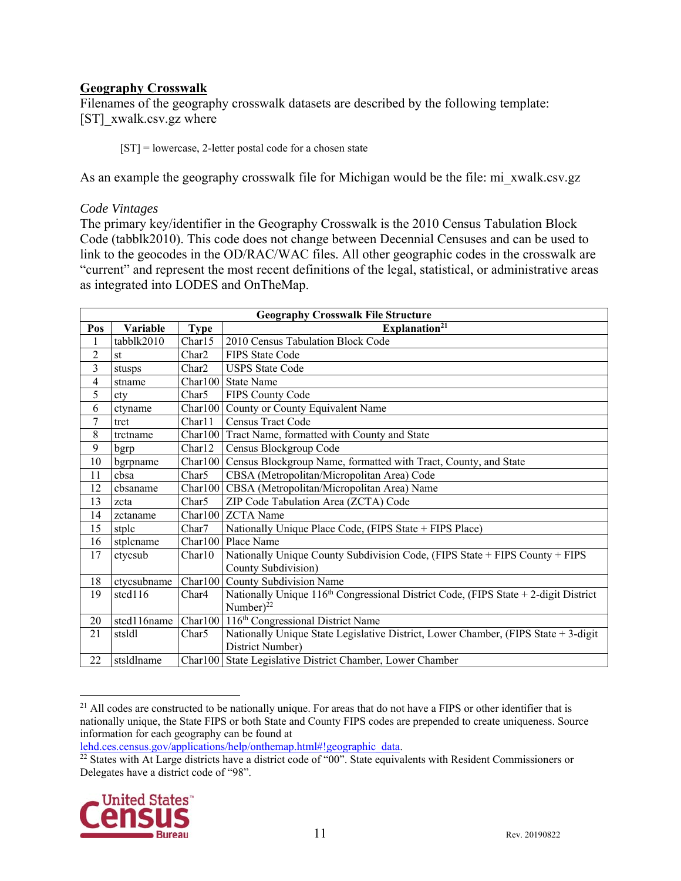## Geography Crosswalk

Filenames of the geography crosswalk datasets are described by the following template: [ST]_xwalk.csv.gz where

> [ST] = lowercase, 2-letter postal code for a chosen state

As an example the geography crosswalk file for Michigan would be the file: mi_xwalk.csv.gz

*Code Vintages*

The primary key/identifier in the Geography Crosswalk is the 2010 Census Tabulation Block Code (tabblk2010). This code does not change between Decennial Censuses and can be used to link to the geocodes in the OD/RAC/WAC files. All other geographic codes in the crosswalk are "current" and represent the most recent definitions of the legal, statistical, or administrative areas as integrated into LODES and OnTheMap.

| Geography Crosswalk File Structure | | | |
|---|---|---|---|
| **Pos** | **Variable** | **Type** | **Explanation**[21] |
| 1 | tabblk2010 | Char15 | 2010 Census Tabulation Block Code |
| 2 | st | Char2 | FIPS State Code |
| 3 | stusps | Char2 | USPS State Code |
| 4 | stname | Char100 | State Name |
| 5 | cty | Char5 | FIPS County Code |
| 6 | ctyname | Char100 | County or County Equivalent Name |
| 7 | trct | Char11 | Census Tract Code |
| 8 | trctname | Char100 | Tract Name, formatted with County and State |
| 9 | bgrp | Char12 | Census Blockgroup Code |
| 10 | bgrpname | Char100 | Census Blockgroup Name, formatted with Tract, County, and State |
| 11 | cbsa | Char5 | CBSA (Metropolitan/Micropolitan Area) Code |
| 12 | cbsaname | Char100 | CBSA (Metropolitan/Micropolitan Area) Name |
| 13 | zcta | Char5 | ZIP Code Tabulation Area (ZCTA) Code |
| 14 | zctaname | Char100 | ZCTA Name |
| 15 | stplc | Char7 | Nationally Unique Place Code, (FIPS State + FIPS Place) |
| 16 | stplcname | Char100 | Place Name |
| 17 | ctycsub | Char10 | Nationally Unique County Subdivision Code, (FIPS State + FIPS County + FIPS County Subdivision) |
| 18 | ctycsubname | Char100 | County Subdivision Name |
| 19 | stcd116 | Char4 | Nationally Unique 116th Congressional District Code, (FIPS State + 2-digit District Number)[22] |
| 20 | stcd116name | Char100 | 116th Congressional District Name |
| 21 | stsldl | Char5 | Nationally Unique State Legislative District, Lower Chamber, (FIPS State + 3-digit District Number) |
| 22 | stsldlname | Char100 | State Legislative District Chamber, Lower Chamber |

[21] All codes are constructed to be nationally unique. For areas that do not have a FIPS or other identifier that is nationally unique, the State FIPS or both State and County FIPS codes are prepended to create uniqueness. Source information for each geography can be found at lehd.ces.census.gov/applications/help/onthemap.html#!geographic_data.

[22] States with At Large districts have a district code of "00". State equivalents with Resident Commissioners or Delegates have a district code of "98".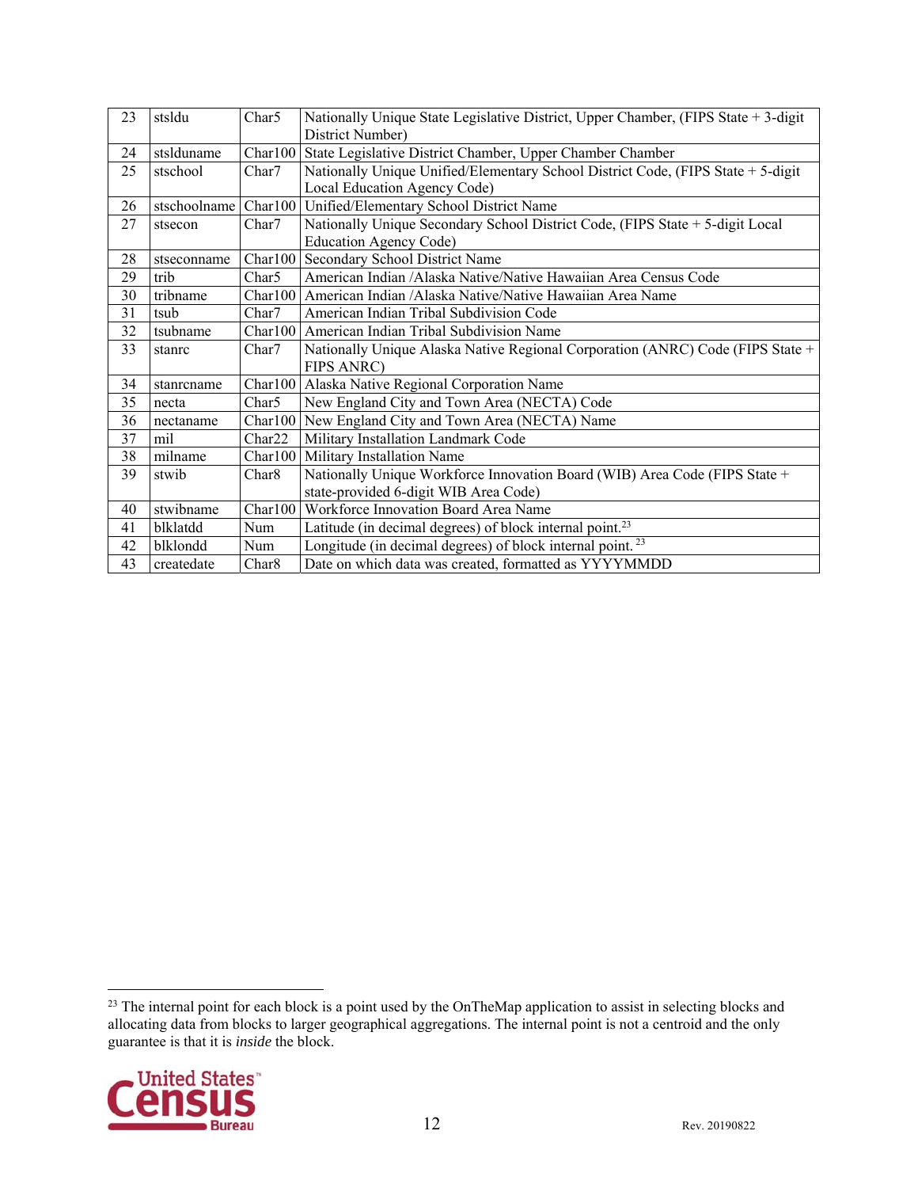| | | | |
|---|---|---|---|
| 23 | stsldu | Char5 | Nationally Unique State Legislative District, Upper Chamber, (FIPS State + 3-digit District Number) |
| 24 | stslduname | Char100 | State Legislative District Chamber, Upper Chamber Chamber |
| 25 | stschool | Char7 | Nationally Unique Unified/Elementary School District Code, (FIPS State + 5-digit Local Education Agency Code) |
| 26 | stschoolname | Char100 | Unified/Elementary School District Name |
| 27 | stsecon | Char7 | Nationally Unique Secondary School District Code, (FIPS State + 5-digit Local Education Agency Code) |
| 28 | stseconname | Char100 | Secondary School District Name |
| 29 | trib | Char5 | American Indian /Alaska Native/Native Hawaiian Area Census Code |
| 30 | tribname | Char100 | American Indian /Alaska Native/Native Hawaiian Area Name |
| 31 | tsub | Char7 | American Indian Tribal Subdivision Code |
| 32 | tsubname | Char100 | American Indian Tribal Subdivision Name |
| 33 | stanrc | Char7 | Nationally Unique Alaska Native Regional Corporation (ANRC) Code (FIPS State + FIPS ANRC) |
| 34 | stanrcname | Char100 | Alaska Native Regional Corporation Name |
| 35 | necta | Char5 | New England City and Town Area (NECTA) Code |
| 36 | nectaname | Char100 | New England City and Town Area (NECTA) Name |
| 37 | mil | Char22 | Military Installation Landmark Code |
| 38 | milname | Char100 | Military Installation Name |
| 39 | stwib | Char8 | Nationally Unique Workforce Innovation Board (WIB) Area Code (FIPS State + state-provided 6-digit WIB Area Code) |
| 40 | stwibname | Char100 | Workforce Innovation Board Area Name |
| 41 | blklatdd | Num | Latitude (in decimal degrees) of block internal point.[23] |
| 42 | blklondd | Num | Longitude (in decimal degrees) of block internal point. [23] |
| 43 | createdate | Char8 | Date on which data was created, formatted as YYYYMMDD |

[23] The internal point for each block is a point used by the OnTheMap application to assist in selecting blocks and allocating data from blocks to larger geographical aggregations. The internal point is not a centroid and the only guarantee is that it is *inside* the block.

Rev. 20190822